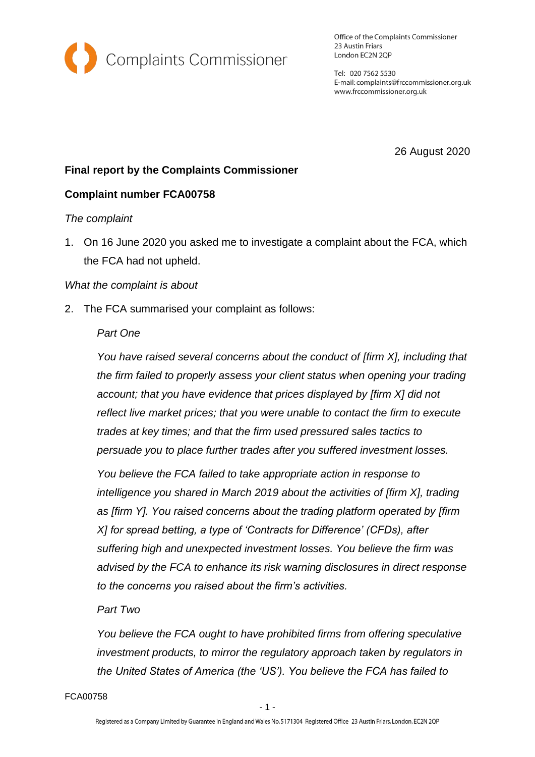Complaints Commissioner

Office of the Complaints Commissioner
23 Austin Friars
London EC2N 2QP

Tel: 020 7562 5530
E-mail: complaints@frccommissioner.org.uk
www.frccommissioner.org.uk

26 August 2020

**Final report by the Complaints Commissioner**

**Complaint number FCA00758**

*The complaint*

1. On 16 June 2020 you asked me to investigate a complaint about the FCA, which the FCA had not upheld.

*What the complaint is about*

2. The FCA summarised your complaint as follows:

   *Part One*

   *You have raised several concerns about the conduct of [firm X], including that the firm failed to properly assess your client status when opening your trading account; that you have evidence that prices displayed by [firm X] did not reflect live market prices; that you were unable to contact the firm to execute trades at key times; and that the firm used pressured sales tactics to persuade you to place further trades after you suffered investment losses.*

   *You believe the FCA failed to take appropriate action in response to intelligence you shared in March 2019 about the activities of [firm X], trading as [firm Y]. You raised concerns about the trading platform operated by [firm X] for spread betting, a type of 'Contracts for Difference' (CFDs), after suffering high and unexpected investment losses. You believe the firm was advised by the FCA to enhance its risk warning disclosures in direct response to the concerns you raised about the firm's activities.*

   *Part Two*

   *You believe the FCA ought to have prohibited firms from offering speculative investment products, to mirror the regulatory approach taken by regulators in the United States of America (the 'US'). You believe the FCA has failed to*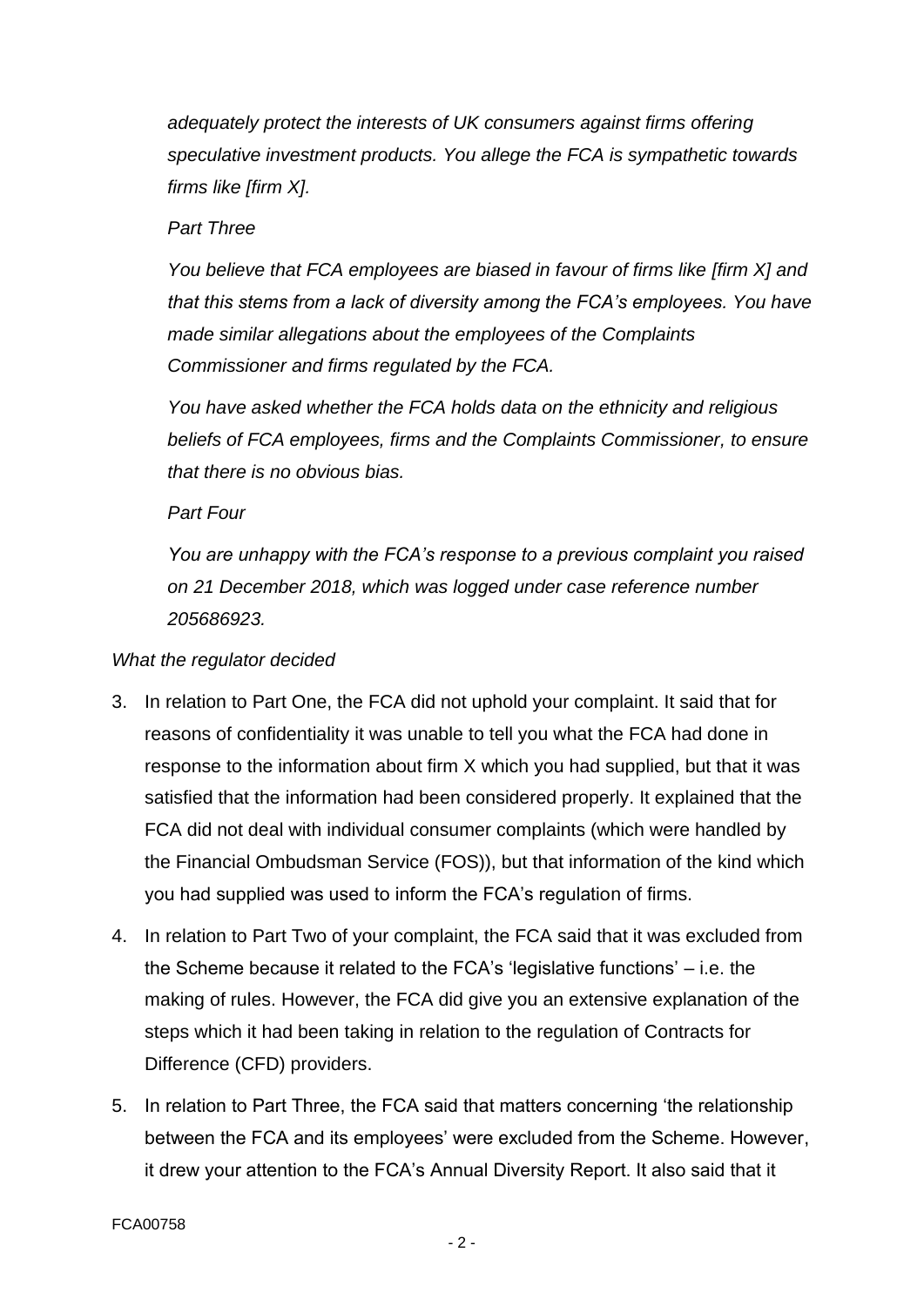*adequately protect the interests of UK consumers against firms offering speculative investment products. You allege the FCA is sympathetic towards firms like [firm X].*

*Part Three*

*You believe that FCA employees are biased in favour of firms like [firm X] and that this stems from a lack of diversity among the FCA's employees. You have made similar allegations about the employees of the Complaints Commissioner and firms regulated by the FCA.*

*You have asked whether the FCA holds data on the ethnicity and religious beliefs of FCA employees, firms and the Complaints Commissioner, to ensure that there is no obvious bias.*

*Part Four*

*You are unhappy with the FCA's response to a previous complaint you raised on 21 December 2018, which was logged under case reference number 205686923.*

*What the regulator decided*

3. In relation to Part One, the FCA did not uphold your complaint. It said that for reasons of confidentiality it was unable to tell you what the FCA had done in response to the information about firm X which you had supplied, but that it was satisfied that the information had been considered properly. It explained that the FCA did not deal with individual consumer complaints (which were handled by the Financial Ombudsman Service (FOS)), but that information of the kind which you had supplied was used to inform the FCA's regulation of firms.

4. In relation to Part Two of your complaint, the FCA said that it was excluded from the Scheme because it related to the FCA's 'legislative functions' – i.e. the making of rules. However, the FCA did give you an extensive explanation of the steps which it had been taking in relation to the regulation of Contracts for Difference (CFD) providers.

5. In relation to Part Three, the FCA said that matters concerning 'the relationship between the FCA and its employees' were excluded from the Scheme. However, it drew your attention to the FCA's Annual Diversity Report. It also said that it

FCA00758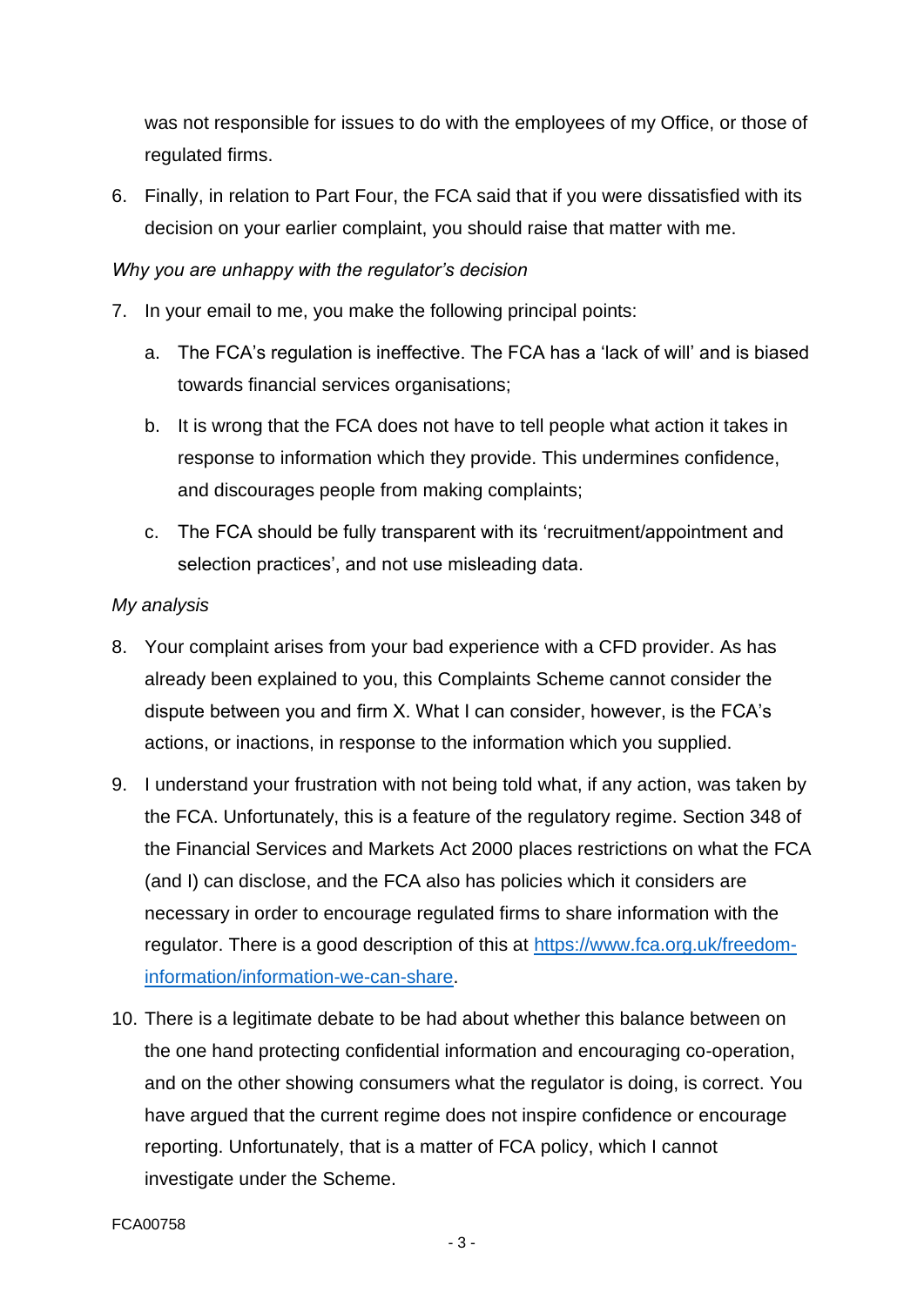was not responsible for issues to do with the employees of my Office, or those of regulated firms.

6. Finally, in relation to Part Four, the FCA said that if you were dissatisfied with its decision on your earlier complaint, you should raise that matter with me.

*Why you are unhappy with the regulator's decision*

7. In your email to me, you make the following principal points:

   a. The FCA's regulation is ineffective. The FCA has a 'lack of will' and is biased towards financial services organisations;

   b. It is wrong that the FCA does not have to tell people what action it takes in response to information which they provide. This undermines confidence, and discourages people from making complaints;

   c. The FCA should be fully transparent with its 'recruitment/appointment and selection practices', and not use misleading data.

*My analysis*

8. Your complaint arises from your bad experience with a CFD provider. As has already been explained to you, this Complaints Scheme cannot consider the dispute between you and firm X. What I can consider, however, is the FCA's actions, or inactions, in response to the information which you supplied.

9. I understand your frustration with not being told what, if any action, was taken by the FCA. Unfortunately, this is a feature of the regulatory regime. Section 348 of the Financial Services and Markets Act 2000 places restrictions on what the FCA (and I) can disclose, and the FCA also has policies which it considers are necessary in order to encourage regulated firms to share information with the regulator. There is a good description of this at [https://www.fca.org.uk/freedom-information/information-we-can-share](https://www.fca.org.uk/freedom-information/information-we-can-share).

10. There is a legitimate debate to be had about whether this balance between on the one hand protecting confidential information and encouraging co-operation, and on the other showing consumers what the regulator is doing, is correct. You have argued that the current regime does not inspire confidence or encourage reporting. Unfortunately, that is a matter of FCA policy, which I cannot investigate under the Scheme.

FCA00758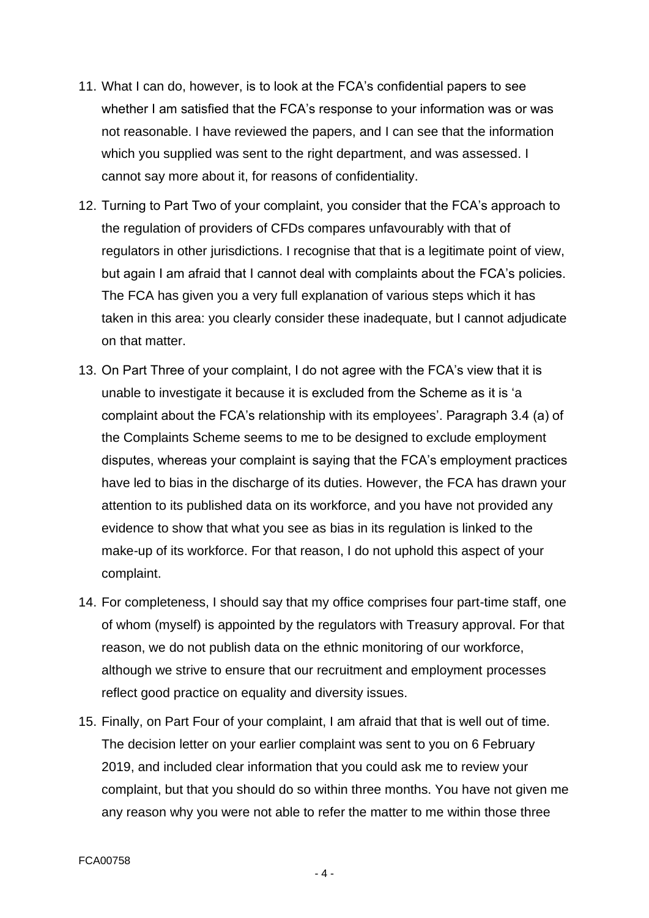11. What I can do, however, is to look at the FCA's confidential papers to see whether I am satisfied that the FCA's response to your information was or was not reasonable. I have reviewed the papers, and I can see that the information which you supplied was sent to the right department, and was assessed. I cannot say more about it, for reasons of confidentiality.

12. Turning to Part Two of your complaint, you consider that the FCA's approach to the regulation of providers of CFDs compares unfavourably with that of regulators in other jurisdictions. I recognise that that is a legitimate point of view, but again I am afraid that I cannot deal with complaints about the FCA's policies. The FCA has given you a very full explanation of various steps which it has taken in this area: you clearly consider these inadequate, but I cannot adjudicate on that matter.

13. On Part Three of your complaint, I do not agree with the FCA's view that it is unable to investigate it because it is excluded from the Scheme as it is 'a complaint about the FCA's relationship with its employees'. Paragraph 3.4 (a) of the Complaints Scheme seems to me to be designed to exclude employment disputes, whereas your complaint is saying that the FCA's employment practices have led to bias in the discharge of its duties. However, the FCA has drawn your attention to its published data on its workforce, and you have not provided any evidence to show that what you see as bias in its regulation is linked to the make-up of its workforce. For that reason, I do not uphold this aspect of your complaint.

14. For completeness, I should say that my office comprises four part-time staff, one of whom (myself) is appointed by the regulators with Treasury approval. For that reason, we do not publish data on the ethnic monitoring of our workforce, although we strive to ensure that our recruitment and employment processes reflect good practice on equality and diversity issues.

15. Finally, on Part Four of your complaint, I am afraid that that is well out of time. The decision letter on your earlier complaint was sent to you on 6 February 2019, and included clear information that you could ask me to review your complaint, but that you should do so within three months. You have not given me any reason why you were not able to refer the matter to me within those three

FCA00758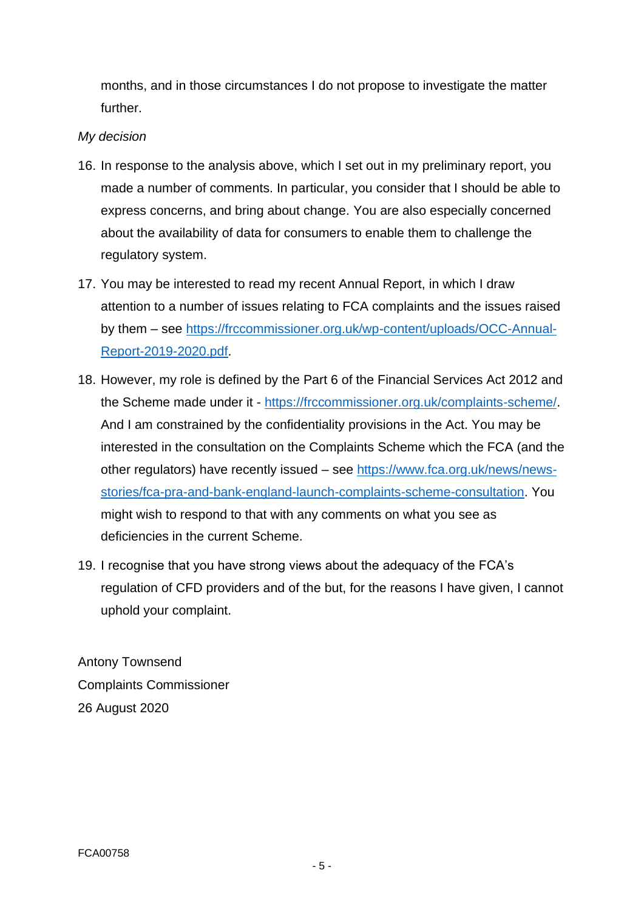months, and in those circumstances I do not propose to investigate the matter further.

*My decision*

16. In response to the analysis above, which I set out in my preliminary report, you made a number of comments. In particular, you consider that I should be able to express concerns, and bring about change. You are also especially concerned about the availability of data for consumers to enable them to challenge the regulatory system.

17. You may be interested to read my recent Annual Report, in which I draw attention to a number of issues relating to FCA complaints and the issues raised by them – see [https://frccommissioner.org.uk/wp-content/uploads/OCC-Annual-Report-2019-2020.pdf](https://frccommissioner.org.uk/wp-content/uploads/OCC-Annual-Report-2019-2020.pdf).

18. However, my role is defined by the Part 6 of the Financial Services Act 2012 and the Scheme made under it - [https://frccommissioner.org.uk/complaints-scheme/](https://frccommissioner.org.uk/complaints-scheme/). And I am constrained by the confidentiality provisions in the Act. You may be interested in the consultation on the Complaints Scheme which the FCA (and the other regulators) have recently issued – see [https://www.fca.org.uk/news/news-stories/fca-pra-and-bank-england-launch-complaints-scheme-consultation](https://www.fca.org.uk/news/news-stories/fca-pra-and-bank-england-launch-complaints-scheme-consultation). You might wish to respond to that with any comments on what you see as deficiencies in the current Scheme.

19. I recognise that you have strong views about the adequacy of the FCA's regulation of CFD providers and of the but, for the reasons I have given, I cannot uphold your complaint.

Antony Townsend
Complaints Commissioner
26 August 2020

FCA00758